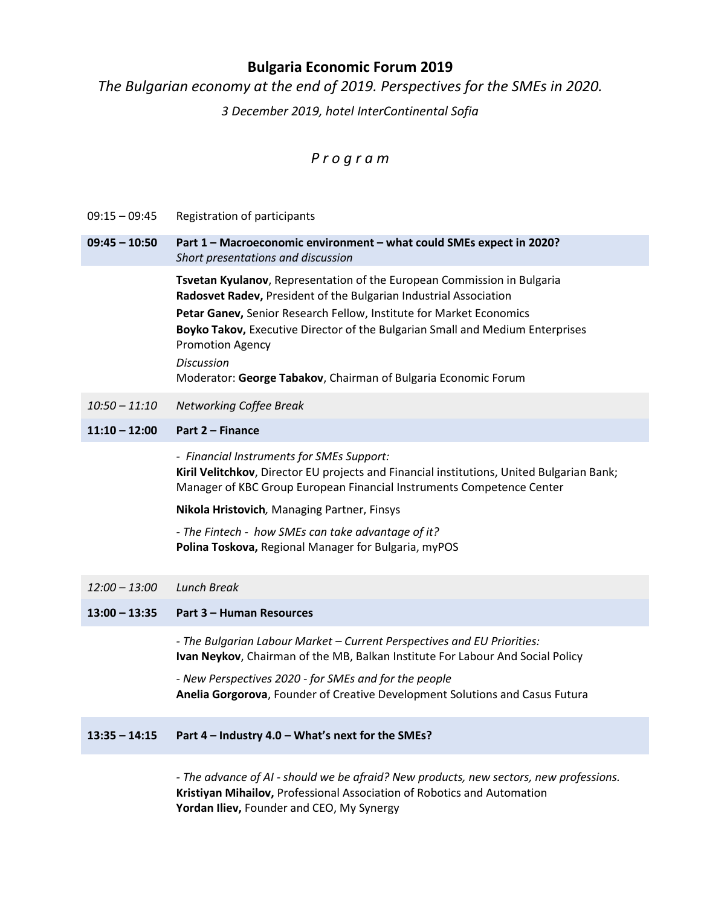# Bulgaria Economic Forum 2019

*The Bulgarian economy at the end of 2019. Perspectives for the SMEs in 2020.*

*3 December 2019, hotel InterContinental Sofia*

## *P r o g r a m*

09:15 – 09:45 Registration of participants

**09:45 – 10:50** **Part 1 – Macroeconomic environment – what could SMEs expect in 2020?**
*Short presentations and discussion*

**Tsvetan Kyulanov**, Representation of the European Commission in Bulgaria
**Radosvet Radev,** President of the Bulgarian Industrial Association
**Petar Ganev,** Senior Research Fellow, Institute for Market Economics
**Boyko Takov,** Executive Director of the Bulgarian Small and Medium Enterprises Promotion Agency
*Discussion*
Moderator: **George Tabakov**, Chairman of Bulgaria Economic Forum

*10:50 – 11:10* *Networking Coffee Break*

**11:10 – 12:00** **Part 2 – Finance**

- *Financial Instruments for SMEs Support:*
**Kiril Velitchkov**, Director EU projects and Financial institutions, United Bulgarian Bank; Manager of KBC Group European Financial Instruments Competence Center

**Nikola Hristovich***,* Managing Partner, Finsys

*- The Fintech - how SMEs can take advantage of it?*
**Polina Toskova,** Regional Manager for Bulgaria, myPOS

*12:00 – 13:00* *Lunch Break*

**13:00 – 13:35** **Part 3 – Human Resources**

*- The Bulgarian Labour Market – Current Perspectives and EU Priorities:*
**Ivan Neykov**, Chairman of the MB, Balkan Institute For Labour And Social Policy

*- New Perspectives 2020 - for SMEs and for the people*
**Anelia Gorgorova**, Founder of Creative Development Solutions and Casus Futura

**13:35 – 14:15** **Part 4 – Industry 4.0 – What's next for the SMEs?**

*- The advance of AI - should we be afraid? New products, new sectors, new professions.*
**Kristiyan Mihailov,** Professional Association of Robotics and Automation
**Yordan Iliev,** Founder and CEO, My Synergy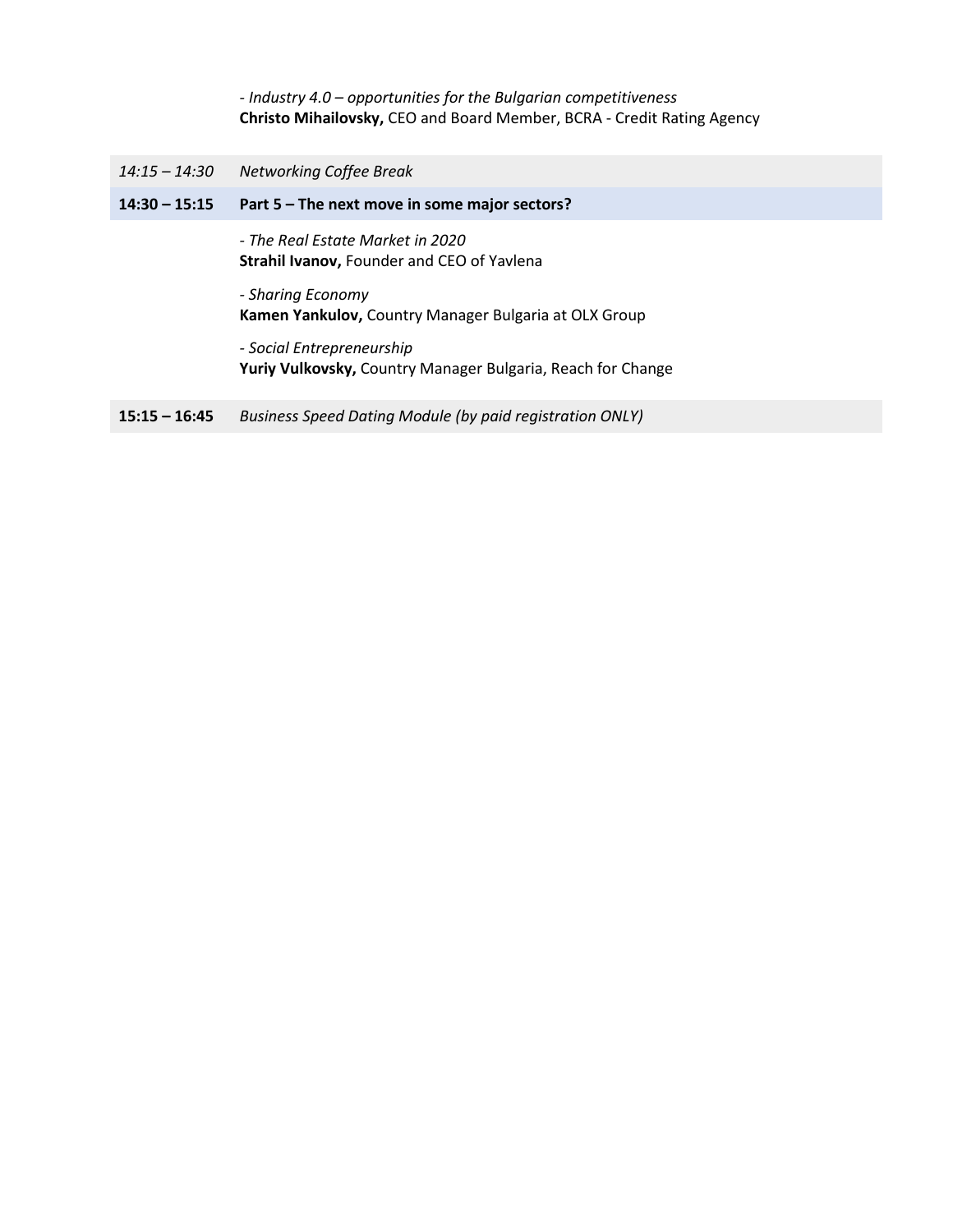*- Industry 4.0 – opportunities for the Bulgarian competitiveness*
**Christo Mihailovsky,** CEO and Board Member, BCRA - Credit Rating Agency

| | |
|---|---|
| *14:15 – 14:30* | *Networking Coffee Break* |
| **14:30 – 15:15** | **Part 5 – The next move in some major sectors?** |

*- The Real Estate Market in 2020*
**Strahil Ivanov,** Founder and CEO of Yavlena

*- Sharing Economy*
**Kamen Yankulov,** Country Manager Bulgaria at OLX Group

*- Social Entrepreneurship*
**Yuriy Vulkovsky,** Country Manager Bulgaria, Reach for Change

| | |
|---|---|
| **15:15 – 16:45** | *Business Speed Dating Module (by paid registration ONLY)* |